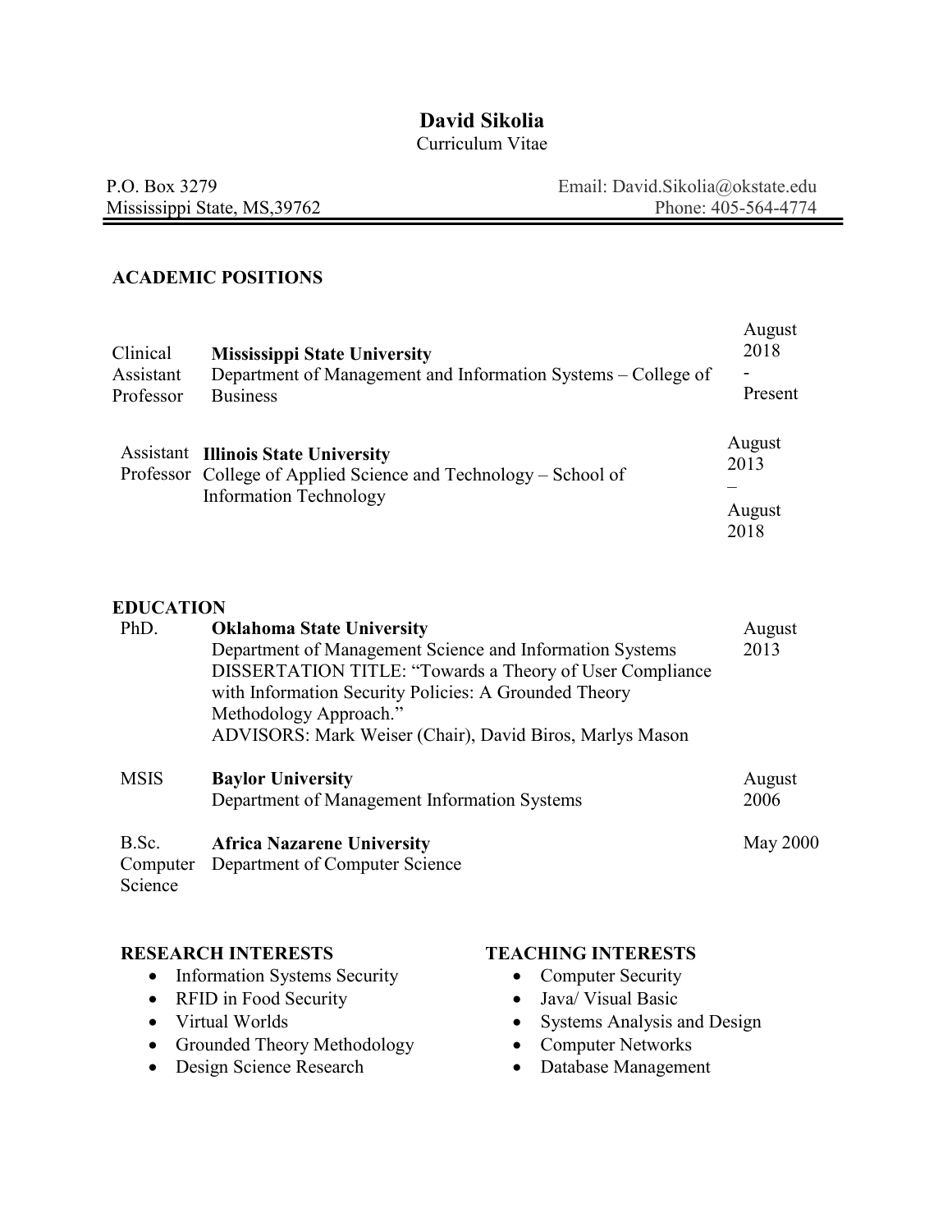# David Sikolia

Curriculum Vitae

P.O. Box 3279
Mississippi State, MS,39762

Email: David.Sikolia@okstate.edu
Phone: 405-564-4774

## ACADEMIC POSITIONS

| | | |
|---|---|---|
| Clinical Assistant Professor | **Mississippi State University**<br>Department of Management and Information Systems – College of Business | August 2018 - Present |
| Assistant Professor | **Illinois State University**<br>College of Applied Science and Technology – School of Information Technology | August 2013 – August 2018 |

## EDUCATION

| | | |
|---|---|---|
| PhD. | **Oklahoma State University**<br>Department of Management Science and Information Systems<br>DISSERTATION TITLE: "Towards a Theory of User Compliance with Information Security Policies: A Grounded Theory Methodology Approach."<br>ADVISORS: Mark Weiser (Chair), David Biros, Marlys Mason | August 2013 |
| MSIS | **Baylor University**<br>Department of Management Information Systems | August 2006 |
| B.Sc. Computer Science | **Africa Nazarene University**<br>Department of Computer Science | May 2000 |

## RESEARCH INTERESTS

- Information Systems Security
- RFID in Food Security
- Virtual Worlds
- Grounded Theory Methodology
- Design Science Research

## TEACHING INTERESTS

- Computer Security
- Java/ Visual Basic
- Systems Analysis and Design
- Computer Networks
- Database Management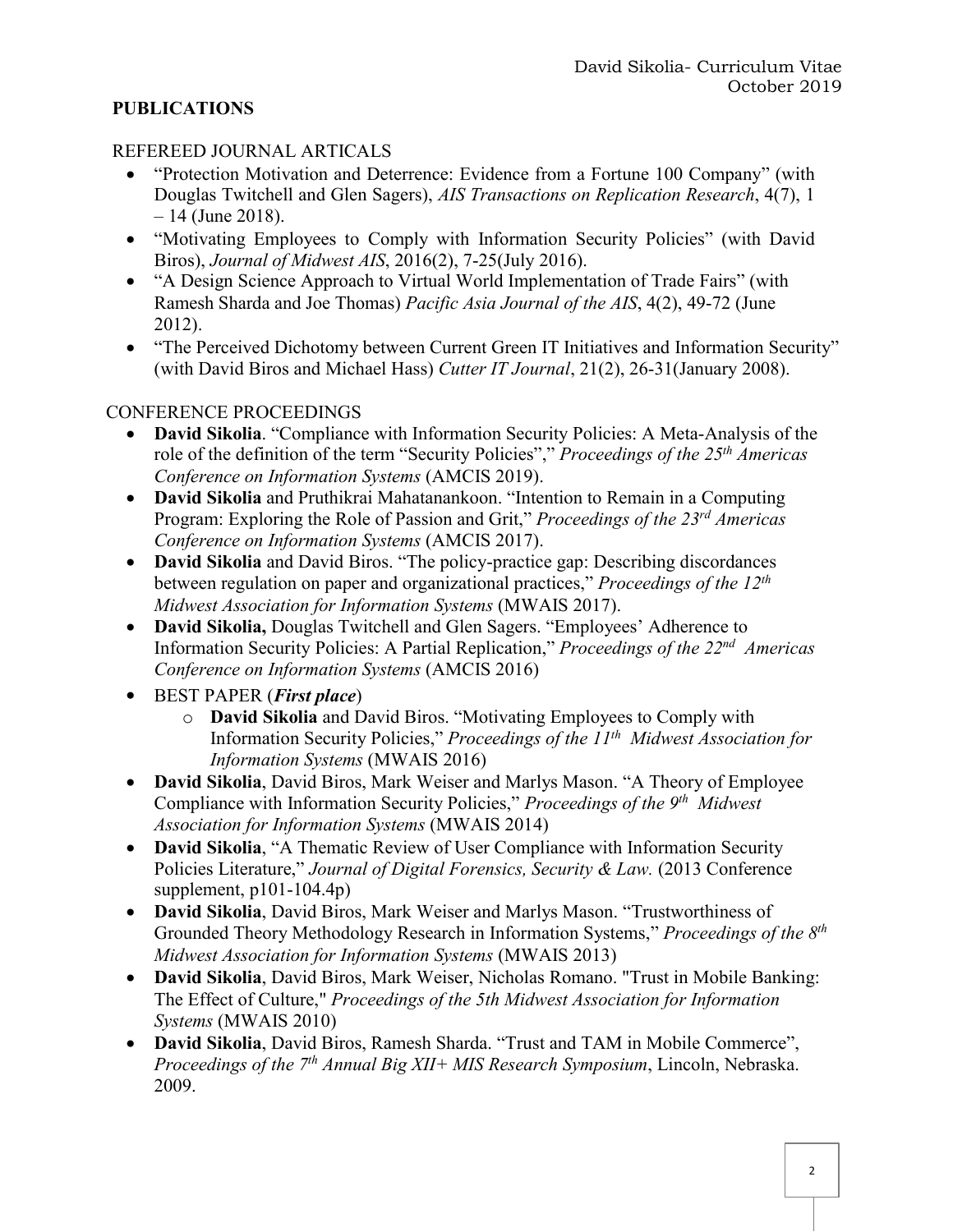## PUBLICATIONS

REFEREED JOURNAL ARTICALS

- "Protection Motivation and Deterrence: Evidence from a Fortune 100 Company" (with Douglas Twitchell and Glen Sagers), *AIS Transactions on Replication Research*, 4(7), 1 – 14 (June 2018).
- "Motivating Employees to Comply with Information Security Policies" (with David Biros), *Journal of Midwest AIS*, 2016(2), 7-25(July 2016).
- "A Design Science Approach to Virtual World Implementation of Trade Fairs" (with Ramesh Sharda and Joe Thomas) *Pacific Asia Journal of the AIS*, 4(2), 49-72 (June 2012).
- "The Perceived Dichotomy between Current Green IT Initiatives and Information Security" (with David Biros and Michael Hass) *Cutter IT Journal*, 21(2), 26-31(January 2008).

CONFERENCE PROCEEDINGS

- **David Sikolia**. "Compliance with Information Security Policies: A Meta-Analysis of the role of the definition of the term "Security Policies"," *Proceedings of the 25th Americas Conference on Information Systems* (AMCIS 2019).
- **David Sikolia** and Pruthikrai Mahatanankoon. "Intention to Remain in a Computing Program: Exploring the Role of Passion and Grit," *Proceedings of the 23rd Americas Conference on Information Systems* (AMCIS 2017).
- **David Sikolia** and David Biros. "The policy-practice gap: Describing discordances between regulation on paper and organizational practices," *Proceedings of the 12th Midwest Association for Information Systems* (MWAIS 2017).
- **David Sikolia,** Douglas Twitchell and Glen Sagers. "Employees' Adherence to Information Security Policies: A Partial Replication," *Proceedings of the 22nd Americas Conference on Information Systems* (AMCIS 2016)
- BEST PAPER (***First place***)
  - **David Sikolia** and David Biros. "Motivating Employees to Comply with Information Security Policies," *Proceedings of the 11th Midwest Association for Information Systems* (MWAIS 2016)
- **David Sikolia**, David Biros, Mark Weiser and Marlys Mason. "A Theory of Employee Compliance with Information Security Policies," *Proceedings of the 9th Midwest Association for Information Systems* (MWAIS 2014)
- **David Sikolia**, "A Thematic Review of User Compliance with Information Security Policies Literature," *Journal of Digital Forensics, Security & Law.* (2013 Conference supplement, p101-104.4p)
- **David Sikolia**, David Biros, Mark Weiser and Marlys Mason. "Trustworthiness of Grounded Theory Methodology Research in Information Systems," *Proceedings of the 8th Midwest Association for Information Systems* (MWAIS 2013)
- **David Sikolia**, David Biros, Mark Weiser, Nicholas Romano. "Trust in Mobile Banking: The Effect of Culture," *Proceedings of the 5th Midwest Association for Information Systems* (MWAIS 2010)
- **David Sikolia**, David Biros, Ramesh Sharda. "Trust and TAM in Mobile Commerce", *Proceedings of the 7th Annual Big XII+ MIS Research Symposium*, Lincoln, Nebraska. 2009.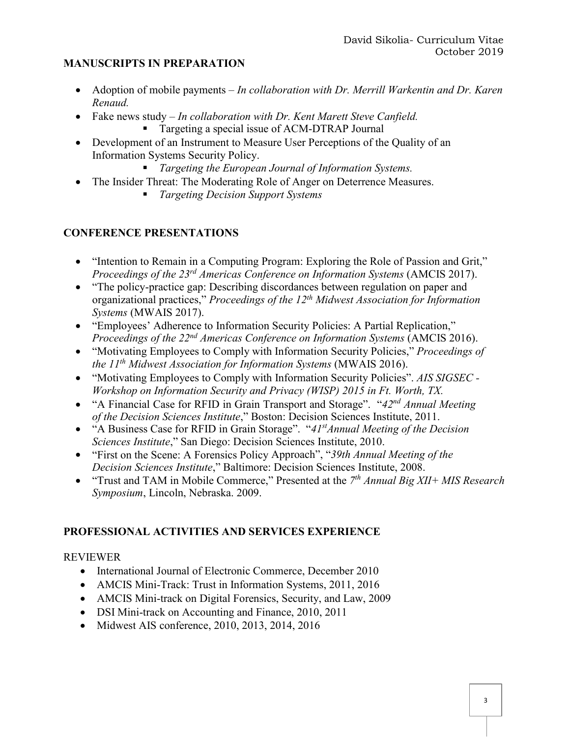## MANUSCRIPTS IN PREPARATION

- Adoption of mobile payments – *In collaboration with Dr. Merrill Warkentin and Dr. Karen Renaud.*
- Fake news study – *In collaboration with Dr. Kent Marett Steve Canfield.*
    - Targeting a special issue of ACM-DTRAP Journal
- Development of an Instrument to Measure User Perceptions of the Quality of an Information Systems Security Policy.
    - *Targeting the European Journal of Information Systems.*
- The Insider Threat: The Moderating Role of Anger on Deterrence Measures.
    - *Targeting Decision Support Systems*

## CONFERENCE PRESENTATIONS

- "Intention to Remain in a Computing Program: Exploring the Role of Passion and Grit," *Proceedings of the 23rd Americas Conference on Information Systems* (AMCIS 2017).
- "The policy-practice gap: Describing discordances between regulation on paper and organizational practices," *Proceedings of the 12th Midwest Association for Information Systems* (MWAIS 2017).
- "Employees' Adherence to Information Security Policies: A Partial Replication," *Proceedings of the 22nd Americas Conference on Information Systems* (AMCIS 2016).
- "Motivating Employees to Comply with Information Security Policies," *Proceedings of the 11th Midwest Association for Information Systems* (MWAIS 2016).
- "Motivating Employees to Comply with Information Security Policies". *AIS SIGSEC - Workshop on Information Security and Privacy (WISP) 2015 in Ft. Worth, TX.*
- "A Financial Case for RFID in Grain Transport and Storage". "*42nd Annual Meeting of the Decision Sciences Institute*," Boston: Decision Sciences Institute, 2011.
- "A Business Case for RFID in Grain Storage". "*41st Annual Meeting of the Decision Sciences Institute*," San Diego: Decision Sciences Institute, 2010.
- "First on the Scene: A Forensics Policy Approach", "*39th Annual Meeting of the Decision Sciences Institute*," Baltimore: Decision Sciences Institute, 2008.
- "Trust and TAM in Mobile Commerce," Presented at the *7th Annual Big XII+ MIS Research Symposium*, Lincoln, Nebraska. 2009.

## PROFESSIONAL ACTIVITIES AND SERVICES EXPERIENCE

REVIEWER

- International Journal of Electronic Commerce, December 2010
- AMCIS Mini-Track: Trust in Information Systems, 2011, 2016
- AMCIS Mini-track on Digital Forensics, Security, and Law, 2009
- DSI Mini-track on Accounting and Finance, 2010, 2011
- Midwest AIS conference, 2010, 2013, 2014, 2016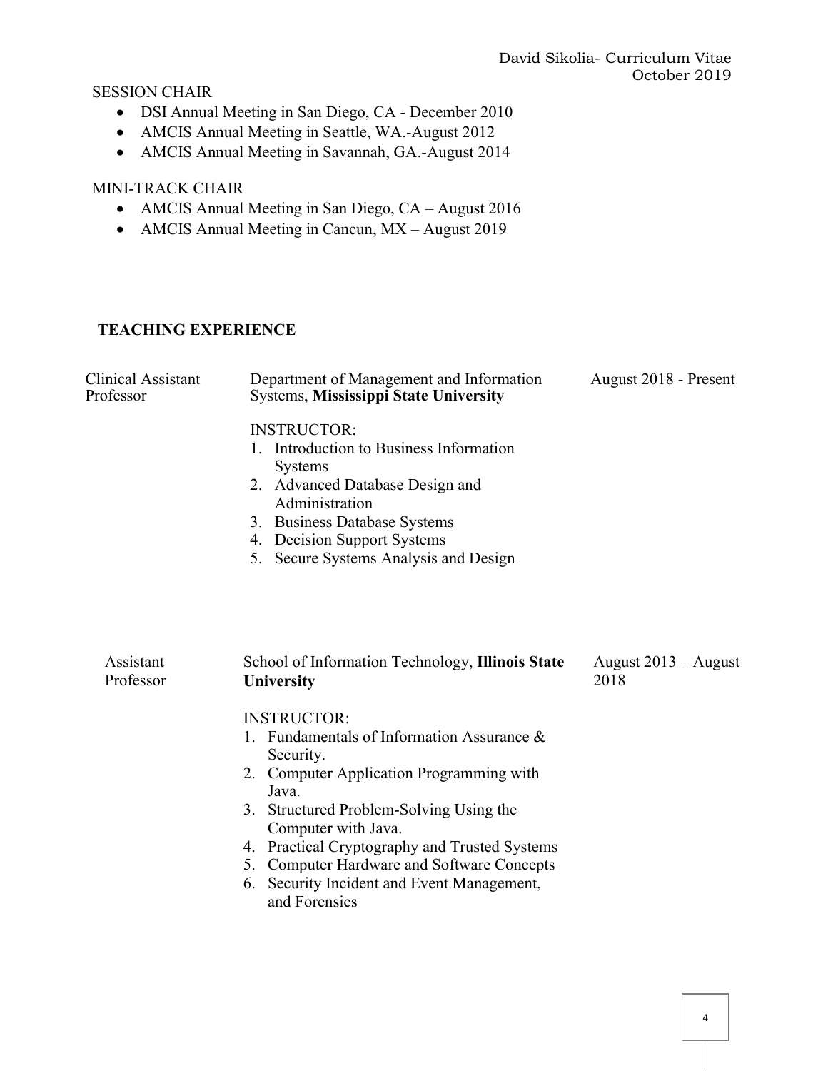SESSION CHAIR

- DSI Annual Meeting in San Diego, CA - December 2010
- AMCIS Annual Meeting in Seattle, WA.-August 2012
- AMCIS Annual Meeting in Savannah, GA.-August 2014

MINI-TRACK CHAIR

- AMCIS Annual Meeting in San Diego, CA – August 2016
- AMCIS Annual Meeting in Cancun, MX – August 2019

## TEACHING EXPERIENCE

| Clinical Assistant Professor | Department of Management and Information Systems, **Mississippi State University** | August 2018 - Present |
|---|---|---|

INSTRUCTOR:

1. Introduction to Business Information Systems
2. Advanced Database Design and Administration
3. Business Database Systems
4. Decision Support Systems
5. Secure Systems Analysis and Design

| Assistant Professor | School of Information Technology, **Illinois State University** | August 2013 – August 2018 |
|---|---|---|

INSTRUCTOR:

1. Fundamentals of Information Assurance & Security.
2. Computer Application Programming with Java.
3. Structured Problem-Solving Using the Computer with Java.
4. Practical Cryptography and Trusted Systems
5. Computer Hardware and Software Concepts
6. Security Incident and Event Management, and Forensics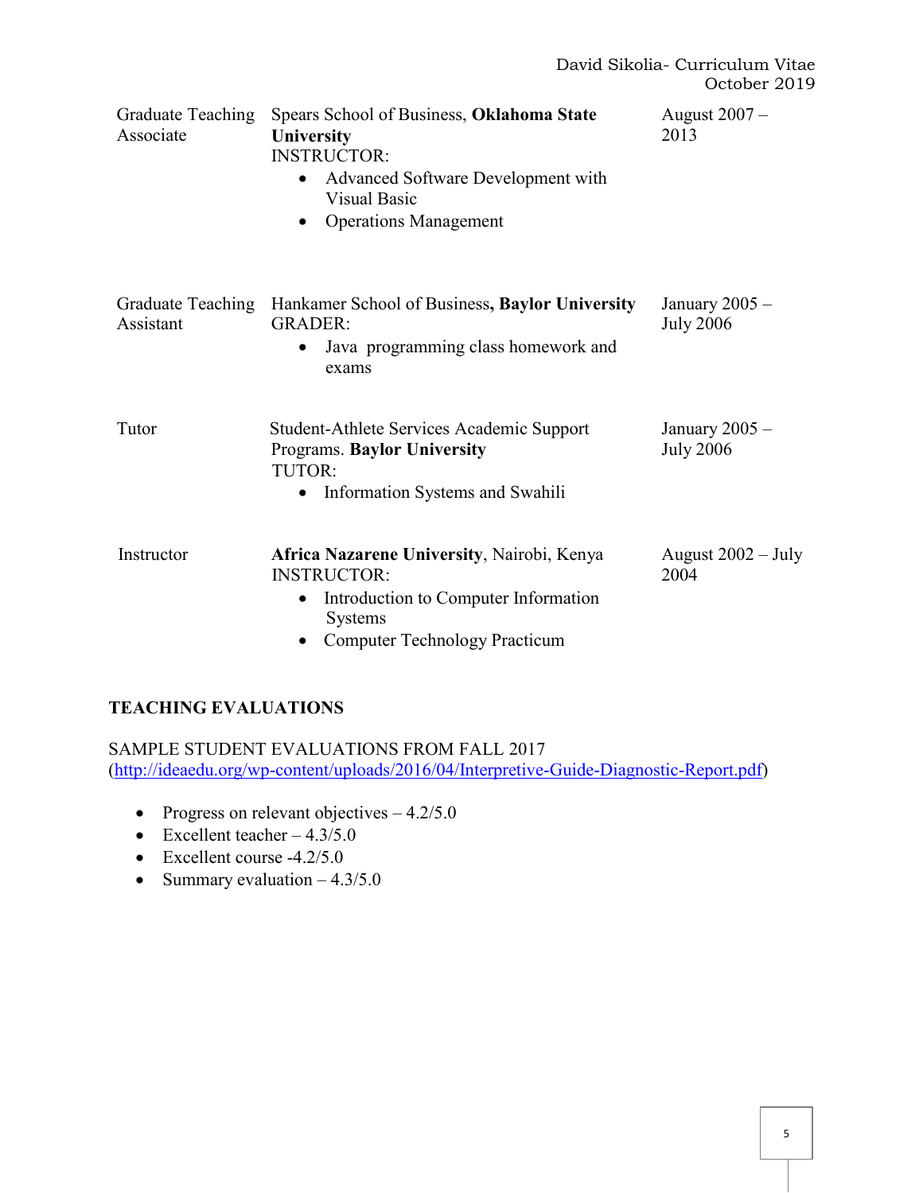| | | |
|---|---|---|
| Graduate Teaching Associate | Spears School of Business, **Oklahoma State University**<br>INSTRUCTOR:<br>• Advanced Software Development with Visual Basic<br>• Operations Management | August 2007 – 2013 |
| Graduate Teaching Assistant | Hankamer School of Business**, Baylor University**<br>GRADER:<br>• Java programming class homework and exams | January 2005 – July 2006 |
| Tutor | Student-Athlete Services Academic Support Programs. **Baylor University**<br>TUTOR:<br>• Information Systems and Swahili | January 2005 – July 2006 |
| Instructor | **Africa Nazarene University**, Nairobi, Kenya<br>INSTRUCTOR:<br>• Introduction to Computer Information Systems<br>• Computer Technology Practicum | August 2002 – July 2004 |

## TEACHING EVALUATIONS

SAMPLE STUDENT EVALUATIONS FROM FALL 2017 (http://ideaedu.org/wp-content/uploads/2016/04/Interpretive-Guide-Diagnostic-Report.pdf)

- Progress on relevant objectives – 4.2/5.0
- Excellent teacher – 4.3/5.0
- Excellent course -4.2/5.0
- Summary evaluation – 4.3/5.0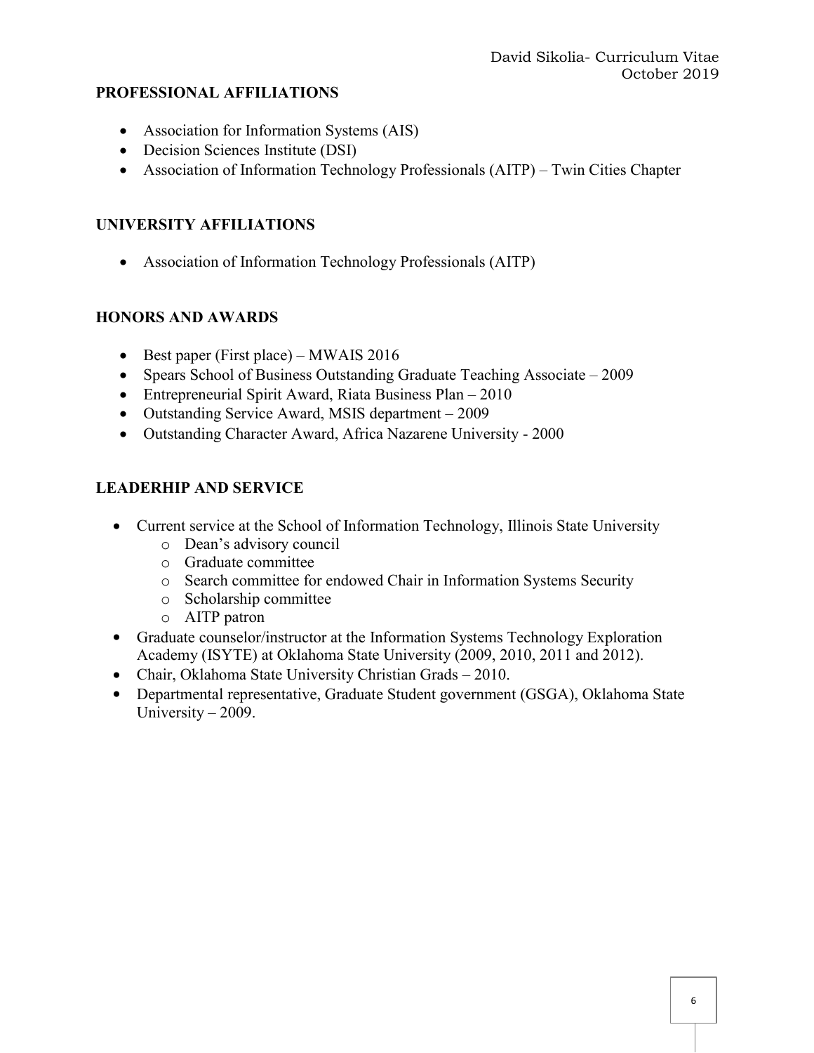## PROFESSIONAL AFFILIATIONS

- Association for Information Systems (AIS)
- Decision Sciences Institute (DSI)
- Association of Information Technology Professionals (AITP) – Twin Cities Chapter

## UNIVERSITY AFFILIATIONS

- Association of Information Technology Professionals (AITP)

## HONORS AND AWARDS

- Best paper (First place) – MWAIS 2016
- Spears School of Business Outstanding Graduate Teaching Associate – 2009
- Entrepreneurial Spirit Award, Riata Business Plan – 2010
- Outstanding Service Award, MSIS department – 2009
- Outstanding Character Award, Africa Nazarene University - 2000

## LEADERHIP AND SERVICE

- Current service at the School of Information Technology, Illinois State University
  - Dean's advisory council
  - Graduate committee
  - Search committee for endowed Chair in Information Systems Security
  - Scholarship committee
  - AITP patron
- Graduate counselor/instructor at the Information Systems Technology Exploration Academy (ISYTE) at Oklahoma State University (2009, 2010, 2011 and 2012).
- Chair, Oklahoma State University Christian Grads – 2010.
- Departmental representative, Graduate Student government (GSGA), Oklahoma State University – 2009.